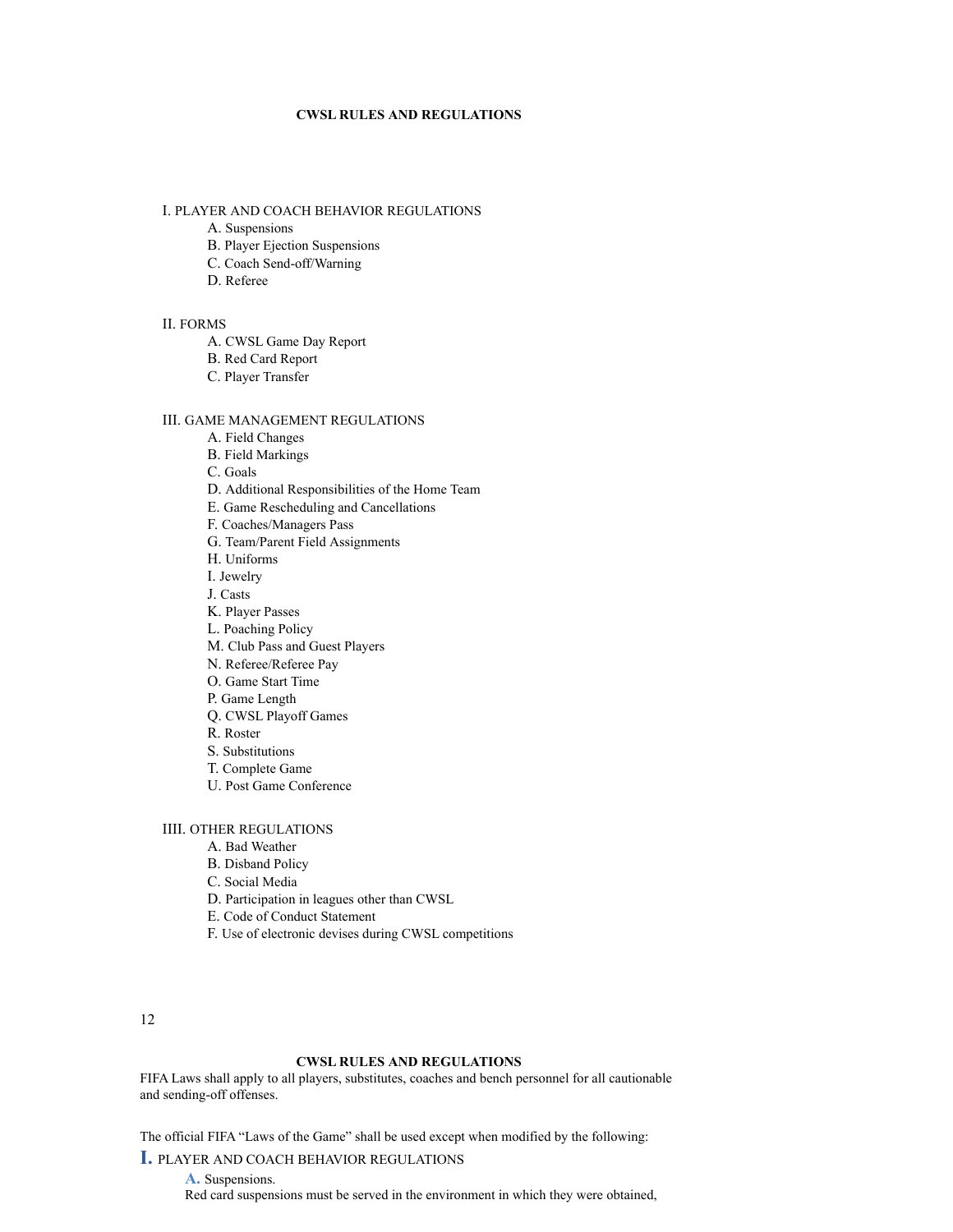# CWSL RULES AND REGULATIONS

I. PLAYER AND COACH BEHAVIOR REGULATIONS
- A. Suspensions
- B. Player Ejection Suspensions
- C. Coach Send-off/Warning
- D. Referee

II. FORMS
- A. CWSL Game Day Report
- B. Red Card Report
- C. Player Transfer

III. GAME MANAGEMENT REGULATIONS
- A. Field Changes
- B. Field Markings
- C. Goals
- D. Additional Responsibilities of the Home Team
- E. Game Rescheduling and Cancellations
- F. Coaches/Managers Pass
- G. Team/Parent Field Assignments
- H. Uniforms
- I. Jewelry
- J. Casts
- K. Player Passes
- L. Poaching Policy
- M. Club Pass and Guest Players
- N. Referee/Referee Pay
- O. Game Start Time
- P. Game Length
- Q. CWSL Playoff Games
- R. Roster
- S. Substitutions
- T. Complete Game
- U. Post Game Conference

IIII. OTHER REGULATIONS
- A. Bad Weather
- B. Disband Policy
- C. Social Media
- D. Participation in leagues other than CWSL
- E. Code of Conduct Statement
- F. Use of electronic devises during CWSL competitions

# CWSL RULES AND REGULATIONS

FIFA Laws shall apply to all players, substitutes, coaches and bench personnel for all cautionable and sending-off offenses.

The official FIFA "Laws of the Game" shall be used except when modified by the following:

## I. PLAYER AND COACH BEHAVIOR REGULATIONS

### A. Suspensions.

Red card suspensions must be served in the environment in which they were obtained,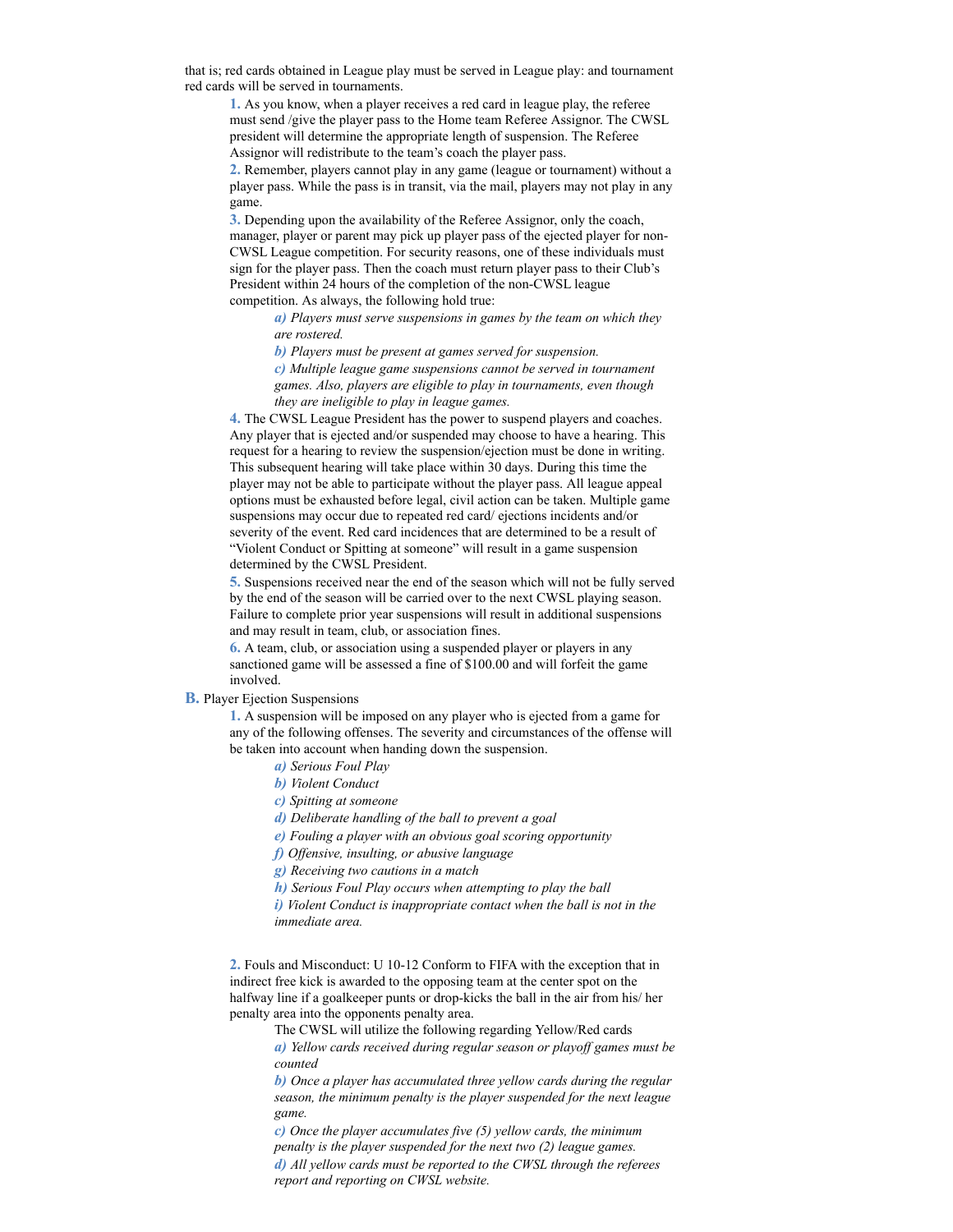that is; red cards obtained in League play must be served in League play: and tournament red cards will be served in tournaments.

**1.** As you know, when a player receives a red card in league play, the referee must send /give the player pass to the Home team Referee Assignor. The CWSL president will determine the appropriate length of suspension. The Referee Assignor will redistribute to the team's coach the player pass.

**2.** Remember, players cannot play in any game (league or tournament) without a player pass. While the pass is in transit, via the mail, players may not play in any game.

**3.** Depending upon the availability of the Referee Assignor, only the coach, manager, player or parent may pick up player pass of the ejected player for non-CWSL League competition. For security reasons, one of these individuals must sign for the player pass. Then the coach must return player pass to their Club's President within 24 hours of the completion of the non-CWSL league competition. As always, the following hold true:

- ***a)*** *Players must serve suspensions in games by the team on which they are rostered.*
- ***b)*** *Players must be present at games served for suspension.*
- ***c)*** *Multiple league game suspensions cannot be served in tournament games. Also, players are eligible to play in tournaments, even though they are ineligible to play in league games.*

**4.** The CWSL League President has the power to suspend players and coaches. Any player that is ejected and/or suspended may choose to have a hearing. This request for a hearing to review the suspension/ejection must be done in writing. This subsequent hearing will take place within 30 days. During this time the player may not be able to participate without the player pass. All league appeal options must be exhausted before legal, civil action can be taken. Multiple game suspensions may occur due to repeated red card/ ejections incidents and/or severity of the event. Red card incidences that are determined to be a result of "Violent Conduct or Spitting at someone" will result in a game suspension determined by the CWSL President.

**5.** Suspensions received near the end of the season which will not be fully served by the end of the season will be carried over to the next CWSL playing season. Failure to complete prior year suspensions will result in additional suspensions and may result in team, club, or association fines.

**6.** A team, club, or association using a suspended player or players in any sanctioned game will be assessed a fine of $100.00 and will forfeit the game involved.

**B.** Player Ejection Suspensions

**1.** A suspension will be imposed on any player who is ejected from a game for any of the following offenses. The severity and circumstances of the offense will be taken into account when handing down the suspension.

- ***a)*** *Serious Foul Play*
- ***b)*** *Violent Conduct*
- ***c)*** *Spitting at someone*
- ***d)*** *Deliberate handling of the ball to prevent a goal*
- ***e)*** *Fouling a player with an obvious goal scoring opportunity*
- ***f)*** *Offensive, insulting, or abusive language*
- ***g)*** *Receiving two cautions in a match*
- ***h)*** *Serious Foul Play occurs when attempting to play the ball*
- ***i)*** *Violent Conduct is inappropriate contact when the ball is not in the immediate area.*

**2.** Fouls and Misconduct: U 10-12 Conform to FIFA with the exception that in indirect free kick is awarded to the opposing team at the center spot on the halfway line if a goalkeeper punts or drop-kicks the ball in the air from his/ her penalty area into the opponents penalty area.

The CWSL will utilize the following regarding Yellow/Red cards

- ***a)*** *Yellow cards received during regular season or playoff games must be counted*
- ***b)*** *Once a player has accumulated three yellow cards during the regular season, the minimum penalty is the player suspended for the next league game.*
- ***c)*** *Once the player accumulates five (5) yellow cards, the minimum penalty is the player suspended for the next two (2) league games.*
- ***d)*** *All yellow cards must be reported to the CWSL through the referees report and reporting on CWSL website.*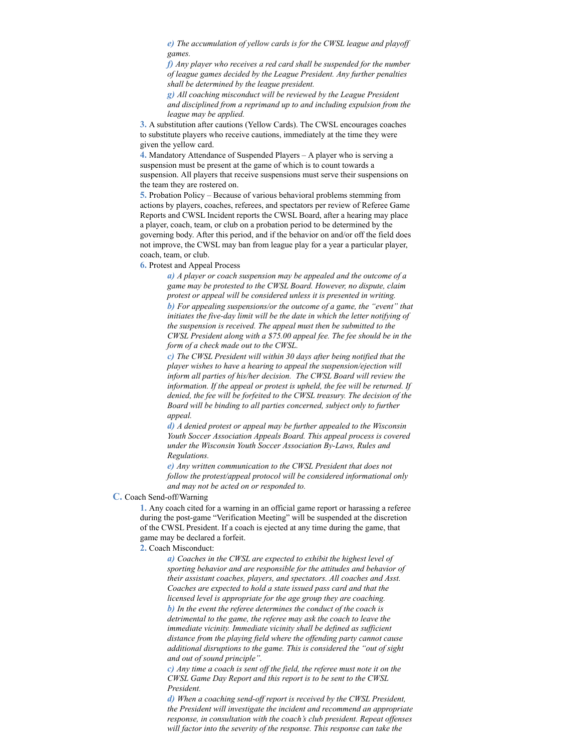*e) The accumulation of yellow cards is for the CWSL league and playoff games.*

*f) Any player who receives a red card shall be suspended for the number of league games decided by the League President. Any further penalties shall be determined by the league president.*

*g) All coaching misconduct will be reviewed by the League President and disciplined from a reprimand up to and including expulsion from the league may be applied.*

**3.** A substitution after cautions (Yellow Cards). The CWSL encourages coaches to substitute players who receive cautions, immediately at the time they were given the yellow card.

**4.** Mandatory Attendance of Suspended Players – A player who is serving a suspension must be present at the game of which is to count towards a suspension. All players that receive suspensions must serve their suspensions on the team they are rostered on.

**5.** Probation Policy – Because of various behavioral problems stemming from actions by players, coaches, referees, and spectators per review of Referee Game Reports and CWSL Incident reports the CWSL Board, after a hearing may place a player, coach, team, or club on a probation period to be determined by the governing body. After this period, and if the behavior on and/or off the field does not improve, the CWSL may ban from league play for a year a particular player, coach, team, or club.

**6.** Protest and Appeal Process

*a) A player or coach suspension may be appealed and the outcome of a game may be protested to the CWSL Board. However, no dispute, claim protest or appeal will be considered unless it is presented in writing.*

*b) For appealing suspensions/or the outcome of a game, the "event" that initiates the five-day limit will be the date in which the letter notifying of the suspension is received. The appeal must then be submitted to the CWSL President along with a $75.00 appeal fee. The fee should be in the form of a check made out to the CWSL.*

*c) The CWSL President will within 30 days after being notified that the player wishes to have a hearing to appeal the suspension/ejection will inform all parties of his/her decision. The CWSL Board will review the information. If the appeal or protest is upheld, the fee will be returned. If denied, the fee will be forfeited to the CWSL treasury. The decision of the Board will be binding to all parties concerned, subject only to further appeal.*

*d) A denied protest or appeal may be further appealed to the Wisconsin Youth Soccer Association Appeals Board. This appeal process is covered under the Wisconsin Youth Soccer Association By-Laws, Rules and Regulations.*

*e) Any written communication to the CWSL President that does not follow the protest/appeal protocol will be considered informational only and may not be acted on or responded to.*

**C.** Coach Send-off/Warning

**1.** Any coach cited for a warning in an official game report or harassing a referee during the post-game "Verification Meeting" will be suspended at the discretion of the CWSL President. If a coach is ejected at any time during the game, that game may be declared a forfeit.

**2.** Coach Misconduct:

*a) Coaches in the CWSL are expected to exhibit the highest level of sporting behavior and are responsible for the attitudes and behavior of their assistant coaches, players, and spectators. All coaches and Asst. Coaches are expected to hold a state issued pass card and that the licensed level is appropriate for the age group they are coaching.*

*b) In the event the referee determines the conduct of the coach is detrimental to the game, the referee may ask the coach to leave the immediate vicinity. Immediate vicinity shall be defined as sufficient distance from the playing field where the offending party cannot cause additional disruptions to the game. This is considered the "out of sight and out of sound principle".*

*c) Any time a coach is sent off the field, the referee must note it on the CWSL Game Day Report and this report is to be sent to the CWSL President.*

*d) When a coaching send-off report is received by the CWSL President, the President will investigate the incident and recommend an appropriate response, in consultation with the coach's club president. Repeat offenses will factor into the severity of the response. This response can take the*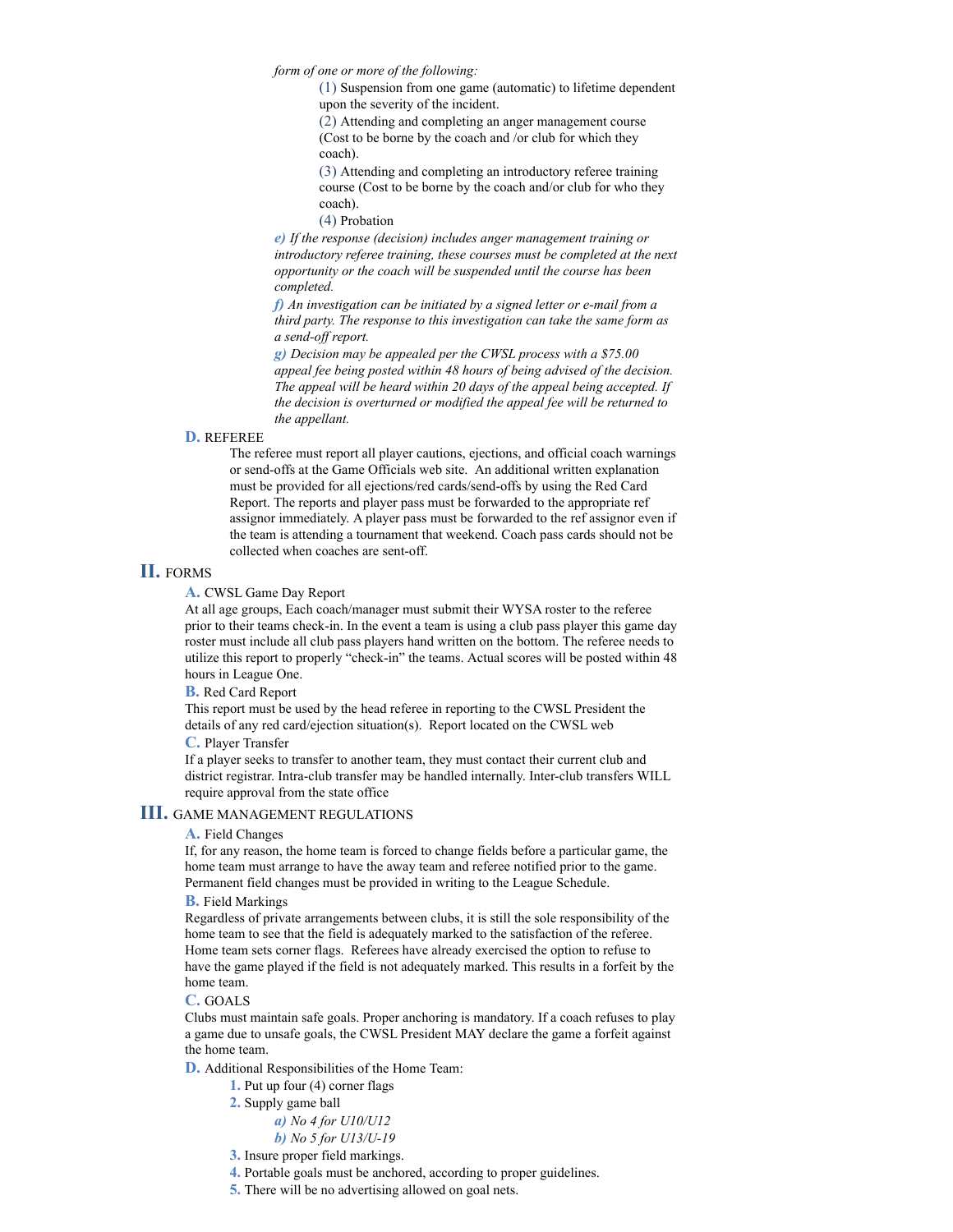*form of one or more of the following:*

(1) Suspension from one game (automatic) to lifetime dependent upon the severity of the incident.

(2) Attending and completing an anger management course (Cost to be borne by the coach and /or club for which they coach).

(3) Attending and completing an introductory referee training course (Cost to be borne by the coach and/or club for who they coach).

(4) Probation

*e) If the response (decision) includes anger management training or introductory referee training, these courses must be completed at the next opportunity or the coach will be suspended until the course has been completed.*

*f) An investigation can be initiated by a signed letter or e-mail from a third party. The response to this investigation can take the same form as a send-off report.*

*g) Decision may be appealed per the CWSL process with a $75.00 appeal fee being posted within 48 hours of being advised of the decision. The appeal will be heard within 20 days of the appeal being accepted. If the decision is overturned or modified the appeal fee will be returned to the appellant.*

**D.** REFEREE

The referee must report all player cautions, ejections, and official coach warnings or send-offs at the Game Officials web site. An additional written explanation must be provided for all ejections/red cards/send-offs by using the Red Card Report. The reports and player pass must be forwarded to the appropriate ref assignor immediately. A player pass must be forwarded to the ref assignor even if the team is attending a tournament that weekend. Coach pass cards should not be collected when coaches are sent-off.

## II. FORMS

**A.** CWSL Game Day Report

At all age groups, Each coach/manager must submit their WYSA roster to the referee prior to their teams check-in. In the event a team is using a club pass player this game day roster must include all club pass players hand written on the bottom. The referee needs to utilize this report to properly "check-in" the teams. Actual scores will be posted within 48 hours in League One.

**B.** Red Card Report

This report must be used by the head referee in reporting to the CWSL President the details of any red card/ejection situation(s). Report located on the CWSL web

**C.** Player Transfer

If a player seeks to transfer to another team, they must contact their current club and district registrar. Intra-club transfer may be handled internally. Inter-club transfers WILL require approval from the state office

## III. GAME MANAGEMENT REGULATIONS

**A.** Field Changes

If, for any reason, the home team is forced to change fields before a particular game, the home team must arrange to have the away team and referee notified prior to the game. Permanent field changes must be provided in writing to the League Schedule.

**B.** Field Markings

Regardless of private arrangements between clubs, it is still the sole responsibility of the home team to see that the field is adequately marked to the satisfaction of the referee. Home team sets corner flags. Referees have already exercised the option to refuse to have the game played if the field is not adequately marked. This results in a forfeit by the home team.

**C.** GOALS

Clubs must maintain safe goals. Proper anchoring is mandatory. If a coach refuses to play a game due to unsafe goals, the CWSL President MAY declare the game a forfeit against the home team.

**D.** Additional Responsibilities of the Home Team:

1. Put up four (4) corner flags
2. Supply game ball
   - *a) No 4 for U10/U12*
   - *b) No 5 for U13/U-19*
3. Insure proper field markings.
4. Portable goals must be anchored, according to proper guidelines.
5. There will be no advertising allowed on goal nets.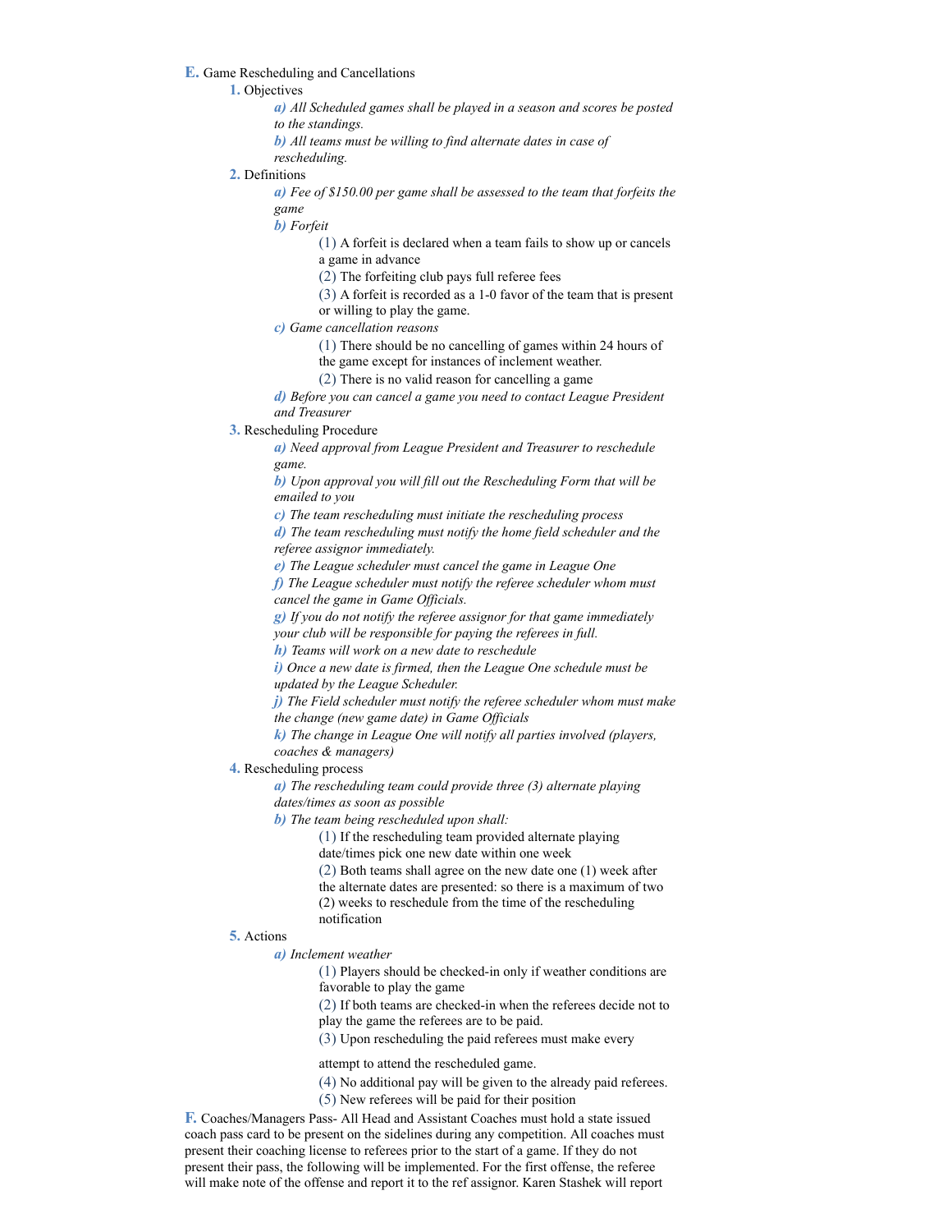**E.** Game Rescheduling and Cancellations

1. Objectives
   - *a) All Scheduled games shall be played in a season and scores be posted to the standings.*
   - *b) All teams must be willing to find alternate dates in case of rescheduling.*
2. Definitions
   - *a) Fee of $150.00 per game shall be assessed to the team that forfeits the game*
   - *b) Forfeit*
     - (1) A forfeit is declared when a team fails to show up or cancels a game in advance
     - (2) The forfeiting club pays full referee fees
     - (3) A forfeit is recorded as a 1-0 favor of the team that is present or willing to play the game.
   - *c) Game cancellation reasons*
     - (1) There should be no cancelling of games within 24 hours of the game except for instances of inclement weather.
     - (2) There is no valid reason for cancelling a game
   - *d) Before you can cancel a game you need to contact League President and Treasurer*
3. Rescheduling Procedure
   - *a) Need approval from League President and Treasurer to reschedule game.*
   - *b) Upon approval you will fill out the Rescheduling Form that will be emailed to you*
   - *c) The team rescheduling must initiate the rescheduling process*
   - *d) The team rescheduling must notify the home field scheduler and the referee assignor immediately.*
   - *e) The League scheduler must cancel the game in League One*
   - *f) The League scheduler must notify the referee scheduler whom must cancel the game in Game Officials.*
   - *g) If you do not notify the referee assignor for that game immediately your club will be responsible for paying the referees in full.*
   - *h) Teams will work on a new date to reschedule*
   - *i) Once a new date is firmed, then the League One schedule must be updated by the League Scheduler.*
   - *j) The Field scheduler must notify the referee scheduler whom must make the change (new game date) in Game Officials*
   - *k) The change in League One will notify all parties involved (players, coaches & managers)*
4. Rescheduling process
   - *a) The rescheduling team could provide three (3) alternate playing dates/times as soon as possible*
   - *b) The team being rescheduled upon shall:*
     - (1) If the rescheduling team provided alternate playing date/times pick one new date within one week
     - (2) Both teams shall agree on the new date one (1) week after the alternate dates are presented: so there is a maximum of two (2) weeks to reschedule from the time of the rescheduling notification
5. Actions
   - *a) Inclement weather*
     - (1) Players should be checked-in only if weather conditions are favorable to play the game
     - (2) If both teams are checked-in when the referees decide not to play the game the referees are to be paid.
     - (3) Upon rescheduling the paid referees must make every attempt to attend the rescheduled game.
     - (4) No additional pay will be given to the already paid referees.
     - (5) New referees will be paid for their position

**F.** Coaches/Managers Pass- All Head and Assistant Coaches must hold a state issued coach pass card to be present on the sidelines during any competition. All coaches must present their coaching license to referees prior to the start of a game. If they do not present their pass, the following will be implemented. For the first offense, the referee will make note of the offense and report it to the ref assignor. Karen Stashek will report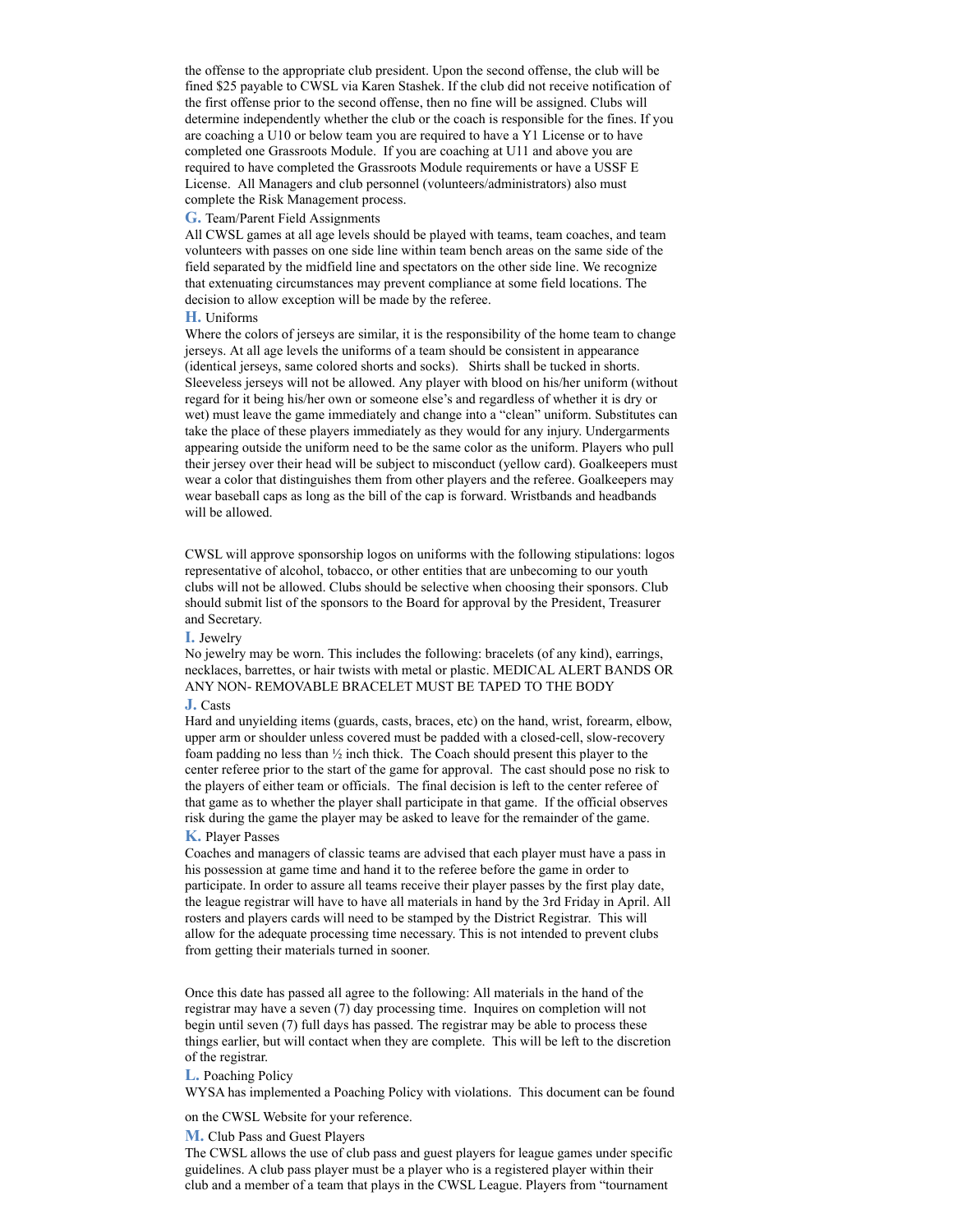the offense to the appropriate club president. Upon the second offense, the club will be fined $25 payable to CWSL via Karen Stashek. If the club did not receive notification of the first offense prior to the second offense, then no fine will be assigned. Clubs will determine independently whether the club or the coach is responsible for the fines. If you are coaching a U10 or below team you are required to have a Y1 License or to have completed one Grassroots Module. If you are coaching at U11 and above you are required to have completed the Grassroots Module requirements or have a USSF E License. All Managers and club personnel (volunteers/administrators) also must complete the Risk Management process.

**G.** Team/Parent Field Assignments

All CWSL games at all age levels should be played with teams, team coaches, and team volunteers with passes on one side line within team bench areas on the same side of the field separated by the midfield line and spectators on the other side line. We recognize that extenuating circumstances may prevent compliance at some field locations. The decision to allow exception will be made by the referee.

**H.** Uniforms

Where the colors of jerseys are similar, it is the responsibility of the home team to change jerseys. At all age levels the uniforms of a team should be consistent in appearance (identical jerseys, same colored shorts and socks). Shirts shall be tucked in shorts. Sleeveless jerseys will not be allowed. Any player with blood on his/her uniform (without regard for it being his/her own or someone else's and regardless of whether it is dry or wet) must leave the game immediately and change into a "clean" uniform. Substitutes can take the place of these players immediately as they would for any injury. Undergarments appearing outside the uniform need to be the same color as the uniform. Players who pull their jersey over their head will be subject to misconduct (yellow card). Goalkeepers must wear a color that distinguishes them from other players and the referee. Goalkeepers may wear baseball caps as long as the bill of the cap is forward. Wristbands and headbands will be allowed.

CWSL will approve sponsorship logos on uniforms with the following stipulations: logos representative of alcohol, tobacco, or other entities that are unbecoming to our youth clubs will not be allowed. Clubs should be selective when choosing their sponsors. Club should submit list of the sponsors to the Board for approval by the President, Treasurer and Secretary.

**I.** Jewelry

No jewelry may be worn. This includes the following: bracelets (of any kind), earrings, necklaces, barrettes, or hair twists with metal or plastic. MEDICAL ALERT BANDS OR ANY NON- REMOVABLE BRACELET MUST BE TAPED TO THE BODY

**J.** Casts

Hard and unyielding items (guards, casts, braces, etc) on the hand, wrist, forearm, elbow, upper arm or shoulder unless covered must be padded with a closed-cell, slow-recovery foam padding no less than ½ inch thick. The Coach should present this player to the center referee prior to the start of the game for approval. The cast should pose no risk to the players of either team or officials. The final decision is left to the center referee of that game as to whether the player shall participate in that game. If the official observes risk during the game the player may be asked to leave for the remainder of the game.

**K.** Player Passes

Coaches and managers of classic teams are advised that each player must have a pass in his possession at game time and hand it to the referee before the game in order to participate. In order to assure all teams receive their player passes by the first play date, the league registrar will have to have all materials in hand by the 3rd Friday in April. All rosters and players cards will need to be stamped by the District Registrar. This will allow for the adequate processing time necessary. This is not intended to prevent clubs from getting their materials turned in sooner.

Once this date has passed all agree to the following: All materials in the hand of the registrar may have a seven (7) day processing time. Inquires on completion will not begin until seven (7) full days has passed. The registrar may be able to process these things earlier, but will contact when they are complete. This will be left to the discretion of the registrar.

**L.** Poaching Policy

WYSA has implemented a Poaching Policy with violations. This document can be found on the CWSL Website for your reference.

**M.** Club Pass and Guest Players

The CWSL allows the use of club pass and guest players for league games under specific guidelines. A club pass player must be a player who is a registered player within their club and a member of a team that plays in the CWSL League. Players from "tournament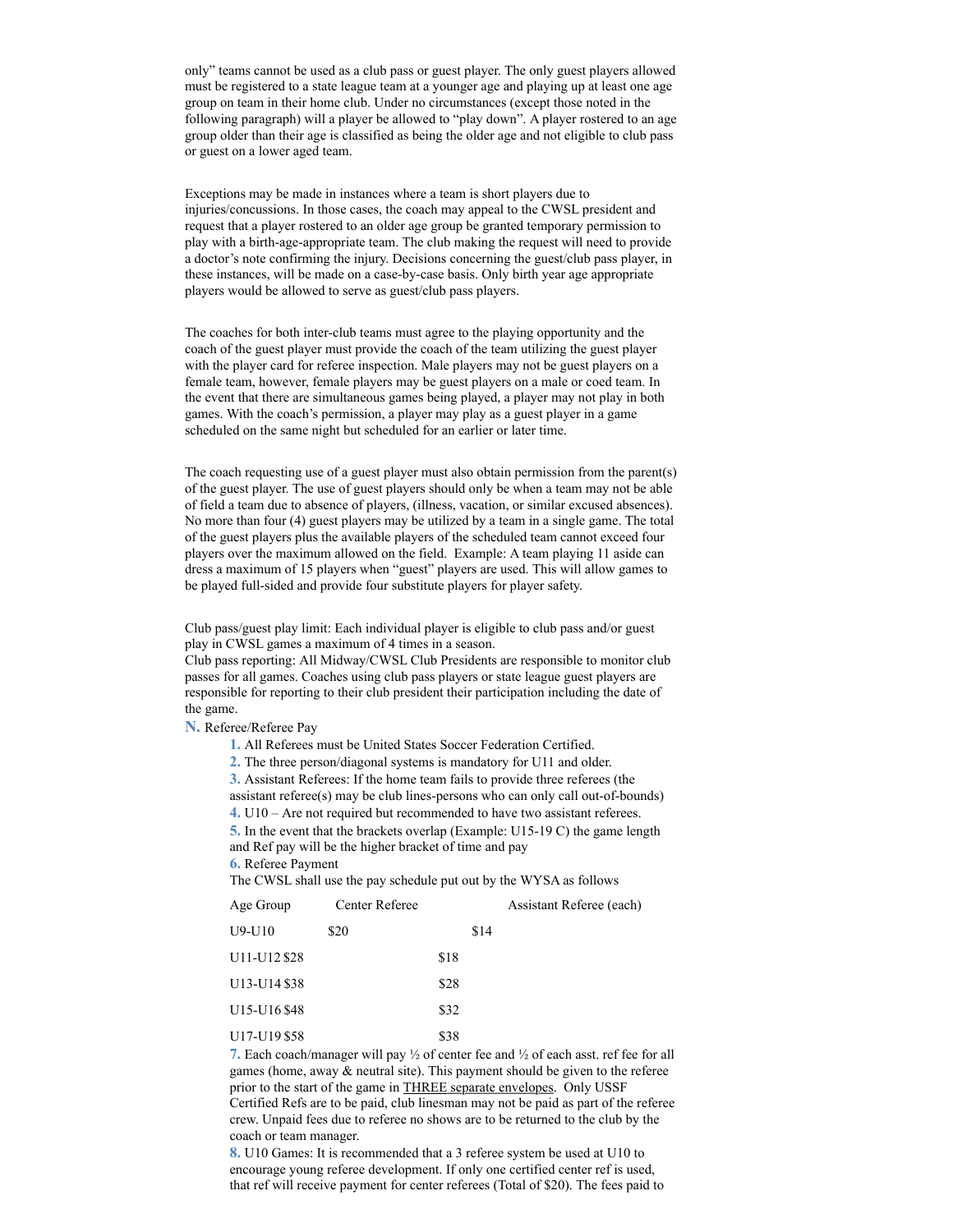only" teams cannot be used as a club pass or guest player. The only guest players allowed must be registered to a state league team at a younger age and playing up at least one age group on team in their home club. Under no circumstances (except those noted in the following paragraph) will a player be allowed to "play down". A player rostered to an age group older than their age is classified as being the older age and not eligible to club pass or guest on a lower aged team.

Exceptions may be made in instances where a team is short players due to injuries/concussions. In those cases, the coach may appeal to the CWSL president and request that a player rostered to an older age group be granted temporary permission to play with a birth-age-appropriate team. The club making the request will need to provide a doctor's note confirming the injury. Decisions concerning the guest/club pass player, in these instances, will be made on a case-by-case basis. Only birth year age appropriate players would be allowed to serve as guest/club pass players.

The coaches for both inter-club teams must agree to the playing opportunity and the coach of the guest player must provide the coach of the team utilizing the guest player with the player card for referee inspection. Male players may not be guest players on a female team, however, female players may be guest players on a male or coed team. In the event that there are simultaneous games being played, a player may not play in both games. With the coach's permission, a player may play as a guest player in a game scheduled on the same night but scheduled for an earlier or later time.

The coach requesting use of a guest player must also obtain permission from the parent(s) of the guest player. The use of guest players should only be when a team may not be able of field a team due to absence of players, (illness, vacation, or similar excused absences). No more than four (4) guest players may be utilized by a team in a single game. The total of the guest players plus the available players of the scheduled team cannot exceed four players over the maximum allowed on the field. Example: A team playing 11 aside can dress a maximum of 15 players when "guest" players are used. This will allow games to be played full-sided and provide four substitute players for player safety.

Club pass/guest play limit: Each individual player is eligible to club pass and/or guest play in CWSL games a maximum of 4 times in a season.
Club pass reporting: All Midway/CWSL Club Presidents are responsible to monitor club passes for all games. Coaches using club pass players or state league guest players are responsible for reporting to their club president their participation including the date of the game.

**N.** Referee/Referee Pay

1. All Referees must be United States Soccer Federation Certified.
2. The three person/diagonal systems is mandatory for U11 and older.
3. Assistant Referees: If the home team fails to provide three referees (the assistant referee(s) may be club lines-persons who can only call out-of-bounds)
4. U10 – Are not required but recommended to have two assistant referees.
5. In the event that the brackets overlap (Example: U15-19 C) the game length and Ref pay will be the higher bracket of time and pay
6. Referee Payment
The CWSL shall use the pay schedule put out by the WYSA as follows

| Age Group | Center Referee | Assistant Referee (each) |
|---|---|---|
| U9-U10 | $20 | $14 |
| U11-U12 | $28 | $18 |
| U13-U14 | $38 | $28 |
| U15-U16 | $48 | $32 |
| U17-U19 | $58 | $38 |

7. Each coach/manager will pay ½ of center fee and ½ of each asst. ref fee for all games (home, away & neutral site). This payment should be given to the referee prior to the start of the game in <u>THREE separate envelopes</u>. Only USSF Certified Refs are to be paid, club linesman may not be paid as part of the referee crew. Unpaid fees due to referee no shows are to be returned to the club by the coach or team manager.
8. U10 Games: It is recommended that a 3 referee system be used at U10 to encourage young referee development. If only one certified center ref is used, that ref will receive payment for center referees (Total of $20). The fees paid to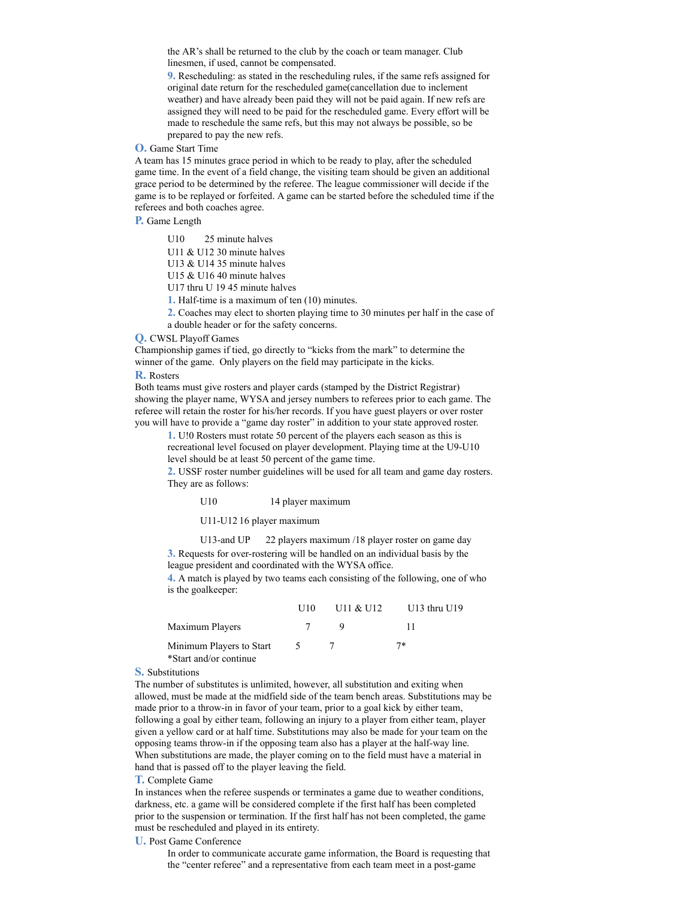the AR's shall be returned to the club by the coach or team manager. Club linesmen, if used, cannot be compensated.

**9.** Rescheduling: as stated in the rescheduling rules, if the same refs assigned for original date return for the rescheduled game(cancellation due to inclement weather) and have already been paid they will not be paid again. If new refs are assigned they will need to be paid for the rescheduled game. Every effort will be made to reschedule the same refs, but this may not always be possible, so be prepared to pay the new refs.

**O.** Game Start Time

A team has 15 minutes grace period in which to be ready to play, after the scheduled game time. In the event of a field change, the visiting team should be given an additional grace period to be determined by the referee. The league commissioner will decide if the game is to be replayed or forfeited. A game can be started before the scheduled time if the referees and both coaches agree.

**P.** Game Length

U10 25 minute halves
U11 & U12 30 minute halves
U13 & U14 35 minute halves
U15 & U16 40 minute halves
U17 thru U 19 45 minute halves

**1.** Half-time is a maximum of ten (10) minutes.

**2.** Coaches may elect to shorten playing time to 30 minutes per half in the case of a double header or for the safety concerns.

**Q.** CWSL Playoff Games

Championship games if tied, go directly to "kicks from the mark" to determine the winner of the game. Only players on the field may participate in the kicks.

**R.** Rosters

Both teams must give rosters and player cards (stamped by the District Registrar) showing the player name, WYSA and jersey numbers to referees prior to each game. The referee will retain the roster for his/her records. If you have guest players or over roster you will have to provide a "game day roster" in addition to your state approved roster.

**1.** U!0 Rosters must rotate 50 percent of the players each season as this is recreational level focused on player development. Playing time at the U9-U10 level should be at least 50 percent of the game time.

**2.** USSF roster number guidelines will be used for all team and game day rosters. They are as follows:

U10 14 player maximum

U11-U12 16 player maximum

U13-and UP 22 players maximum /18 player roster on game day

**3.** Requests for over-rostering will be handled on an individual basis by the league president and coordinated with the WYSA office.

**4.** A match is played by two teams each consisting of the following, one of who is the goalkeeper:

| | U10 | U11 & U12 | U13 thru U19 |
|---|---|---|---|
| Maximum Players | 7 | 9 | 11 |
| Minimum Players to Start | 5 | 7 | 7* |

*Start and/or continue

**S.** Substitutions

The number of substitutes is unlimited, however, all substitution and exiting when allowed, must be made at the midfield side of the team bench areas. Substitutions may be made prior to a throw-in in favor of your team, prior to a goal kick by either team, following a goal by either team, following an injury to a player from either team, player given a yellow card or at half time. Substitutions may also be made for your team on the opposing teams throw-in if the opposing team also has a player at the half-way line. When substitutions are made, the player coming on to the field must have a material in hand that is passed off to the player leaving the field.

**T.** Complete Game

In instances when the referee suspends or terminates a game due to weather conditions, darkness, etc. a game will be considered complete if the first half has been completed prior to the suspension or termination. If the first half has not been completed, the game must be rescheduled and played in its entirety.

**U.** Post Game Conference

In order to communicate accurate game information, the Board is requesting that the "center referee" and a representative from each team meet in a post-game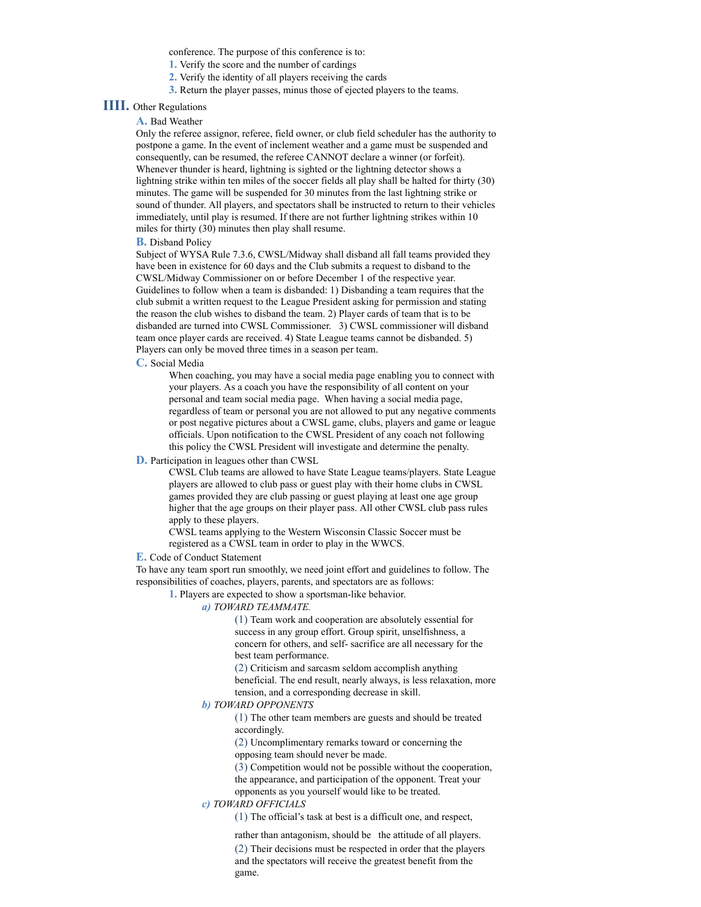conference. The purpose of this conference is to:

1. Verify the score and the number of cardings
2. Verify the identity of all players receiving the cards
3. Return the player passes, minus those of ejected players to the teams.

## IIII. Other Regulations

### A. Bad Weather

Only the referee assignor, referee, field owner, or club field scheduler has the authority to postpone a game. In the event of inclement weather and a game must be suspended and consequently, can be resumed, the referee CANNOT declare a winner (or forfeit). Whenever thunder is heard, lightning is sighted or the lightning detector shows a lightning strike within ten miles of the soccer fields all play shall be halted for thirty (30) minutes. The game will be suspended for 30 minutes from the last lightning strike or sound of thunder. All players, and spectators shall be instructed to return to their vehicles immediately, until play is resumed. If there are not further lightning strikes within 10 miles for thirty (30) minutes then play shall resume.

### B. Disband Policy

Subject of WYSA Rule 7.3.6, CWSL/Midway shall disband all fall teams provided they have been in existence for 60 days and the Club submits a request to disband to the CWSL/Midway Commissioner on or before December 1 of the respective year. Guidelines to follow when a team is disbanded: 1) Disbanding a team requires that the club submit a written request to the League President asking for permission and stating the reason the club wishes to disband the team. 2) Player cards of team that is to be disbanded are turned into CWSL Commissioner. 3) CWSL commissioner will disband team once player cards are received. 4) State League teams cannot be disbanded. 5) Players can only be moved three times in a season per team.

### C. Social Media

When coaching, you may have a social media page enabling you to connect with your players. As a coach you have the responsibility of all content on your personal and team social media page. When having a social media page, regardless of team or personal you are not allowed to put any negative comments or post negative pictures about a CWSL game, clubs, players and game or league officials. Upon notification to the CWSL President of any coach not following this policy the CWSL President will investigate and determine the penalty.

### D. Participation in leagues other than CWSL

CWSL Club teams are allowed to have State League teams/players. State League players are allowed to club pass or guest play with their home clubs in CWSL games provided they are club passing or guest playing at least one age group higher that the age groups on their player pass. All other CWSL club pass rules apply to these players.

CWSL teams applying to the Western Wisconsin Classic Soccer must be registered as a CWSL team in order to play in the WWCS.

### E. Code of Conduct Statement

To have any team sport run smoothly, we need joint effort and guidelines to follow. The responsibilities of coaches, players, parents, and spectators are as follows:

1. Players are expected to show a sportsman-like behavior.

   ***a)*** *TOWARD TEAMMATE.*

   (1) Team work and cooperation are absolutely essential for success in any group effort. Group spirit, unselfishness, a concern for others, and self- sacrifice are all necessary for the best team performance.

   (2) Criticism and sarcasm seldom accomplish anything beneficial. The end result, nearly always, is less relaxation, more tension, and a corresponding decrease in skill.

   ***b)*** *TOWARD OPPONENTS*

   (1) The other team members are guests and should be treated accordingly.

   (2) Uncomplimentary remarks toward or concerning the opposing team should never be made.

   (3) Competition would not be possible without the cooperation, the appearance, and participation of the opponent. Treat your opponents as you yourself would like to be treated.

   ***c)*** *TOWARD OFFICIALS*

   (1) The official's task at best is a difficult one, and respect, rather than antagonism, should be the attitude of all players.

   (2) Their decisions must be respected in order that the players and the spectators will receive the greatest benefit from the game.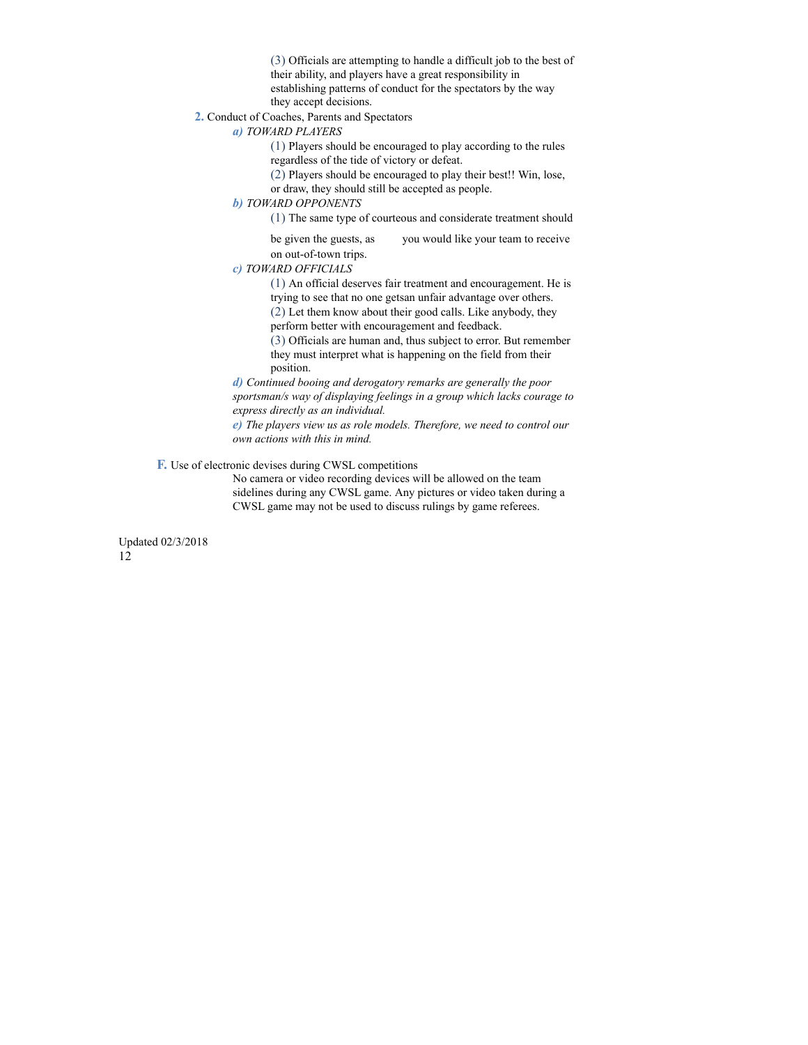(3) Officials are attempting to handle a difficult job to the best of their ability, and players have a great responsibility in establishing patterns of conduct for the spectators by the way they accept decisions.

**2.** Conduct of Coaches, Parents and Spectators

*a) TOWARD PLAYERS*

(1) Players should be encouraged to play according to the rules regardless of the tide of victory or defeat.

(2) Players should be encouraged to play their best!! Win, lose, or draw, they should still be accepted as people.

*b) TOWARD OPPONENTS*

(1) The same type of courteous and considerate treatment should be given the guests, as you would like your team to receive on out-of-town trips.

*c) TOWARD OFFICIALS*

(1) An official deserves fair treatment and encouragement. He is trying to see that no one getsan unfair advantage over others.

(2) Let them know about their good calls. Like anybody, they perform better with encouragement and feedback.

(3) Officials are human and, thus subject to error. But remember they must interpret what is happening on the field from their position.

*d) Continued booing and derogatory remarks are generally the poor sportsman/s way of displaying feelings in a group which lacks courage to express directly as an individual.*

*e) The players view us as role models. Therefore, we need to control our own actions with this in mind.*

**F.** Use of electronic devises during CWSL competitions

No camera or video recording devices will be allowed on the team sidelines during any CWSL game. Any pictures or video taken during a CWSL game may not be used to discuss rulings by game referees.

Updated 02/3/2018